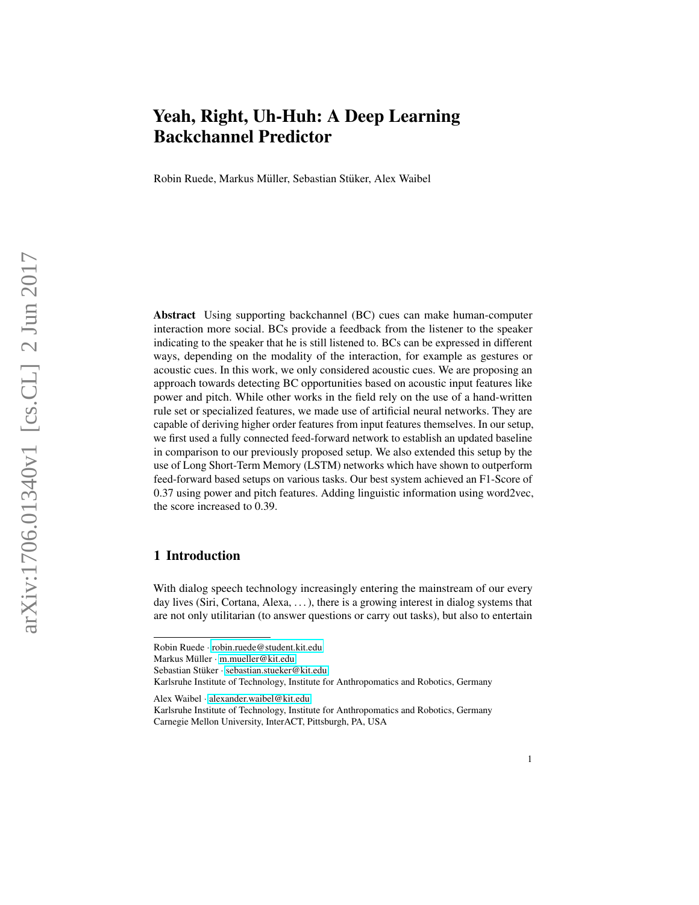# Yeah, Right, Uh-Huh: A Deep Learning Backchannel Predictor

Robin Ruede, Markus Müller, Sebastian Stüker, Alex Waibel

**Abstract** Using supporting backchannel (BC) cues can make human-computer interaction more social. BCs provide a feedback from the listener to the speaker indicating to the speaker that he is still listened to. BCs can be expressed in different ways, depending on the modality of the interaction, for example as gestures or acoustic cues. In this work, we only considered acoustic cues. We are proposing an approach towards detecting BC opportunities based on acoustic input features like power and pitch. While other works in the field rely on the use of a hand-written rule set or specialized features, we made use of artificial neural networks. They are capable of deriving higher order features from input features themselves. In our setup, we first used a fully connected feed-forward network to establish an updated baseline in comparison to our previously proposed setup. We also extended this setup by the use of Long Short-Term Memory (LSTM) networks which have shown to outperform feed-forward based setups on various tasks. Our best system achieved an F1-Score of 0.37 using power and pitch features. Adding linguistic information using word2vec, the score increased to 0.39.

## 1 Introduction

With dialog speech technology increasingly entering the mainstream of our every day lives (Siri, Cortana, Alexa, ...), there is a growing interest in dialog systems that are not only utilitarian (to answer questions or carry out tasks), but also to entertain

---

Robin Ruede · robin.ruede@student.kit.edu
Markus Müller · m.mueller@kit.edu
Sebastian Stüker · sebastian.stueker@kit.edu
Karlsruhe Institute of Technology, Institute for Anthropomatics and Robotics, Germany

Alex Waibel · alexander.waibel@kit.edu
Karlsruhe Institute of Technology, Institute for Anthropomatics and Robotics, Germany
Carnegie Mellon University, InterACT, Pittsburgh, PA, USA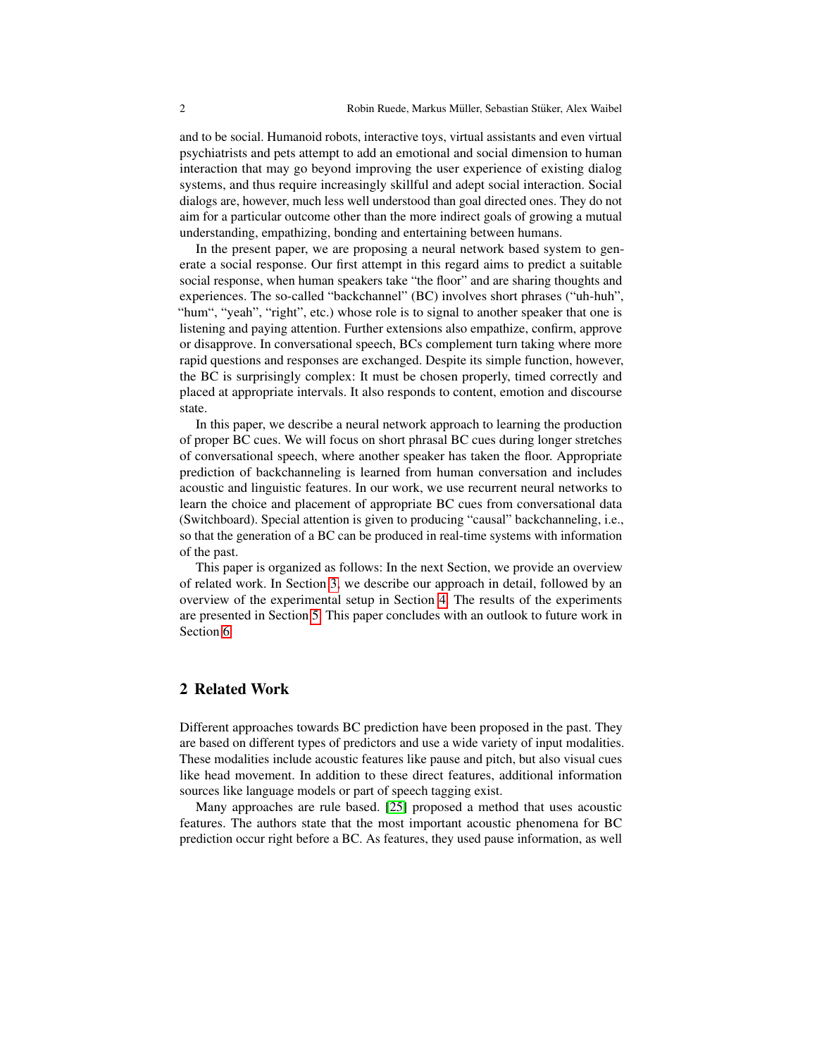and to be social. Humanoid robots, interactive toys, virtual assistants and even virtual psychiatrists and pets attempt to add an emotional and social dimension to human interaction that may go beyond improving the user experience of existing dialog systems, and thus require increasingly skillful and adept social interaction. Social dialogs are, however, much less well understood than goal directed ones. They do not aim for a particular outcome other than the more indirect goals of growing a mutual understanding, empathizing, bonding and entertaining between humans.

In the present paper, we are proposing a neural network based system to generate a social response. Our first attempt in this regard aims to predict a suitable social response, when human speakers take "the floor" and are sharing thoughts and experiences. The so-called "backchannel" (BC) involves short phrases ("uh-huh", "hum", "yeah", "right", etc.) whose role is to signal to another speaker that one is listening and paying attention. Further extensions also empathize, confirm, approve or disapprove. In conversational speech, BCs complement turn taking where more rapid questions and responses are exchanged. Despite its simple function, however, the BC is surprisingly complex: It must be chosen properly, timed correctly and placed at appropriate intervals. It also responds to content, emotion and discourse state.

In this paper, we describe a neural network approach to learning the production of proper BC cues. We will focus on short phrasal BC cues during longer stretches of conversational speech, where another speaker has taken the floor. Appropriate prediction of backchanneling is learned from human conversation and includes acoustic and linguistic features. In our work, we use recurrent neural networks to learn the choice and placement of appropriate BC cues from conversational data (Switchboard). Special attention is given to producing "causal" backchanneling, i.e., so that the generation of a BC can be produced in real-time systems with information of the past.

This paper is organized as follows: In the next Section, we provide an overview of related work. In Section 3, we describe our approach in detail, followed by an overview of the experimental setup in Section 4. The results of the experiments are presented in Section 5. This paper concludes with an outlook to future work in Section 6.

## 2 Related Work

Different approaches towards BC prediction have been proposed in the past. They are based on different types of predictors and use a wide variety of input modalities. These modalities include acoustic features like pause and pitch, but also visual cues like head movement. In addition to these direct features, additional information sources like language models or part of speech tagging exist.

Many approaches are rule based. [25] proposed a method that uses acoustic features. The authors state that the most important acoustic phenomena for BC prediction occur right before a BC. As features, they used pause information, as well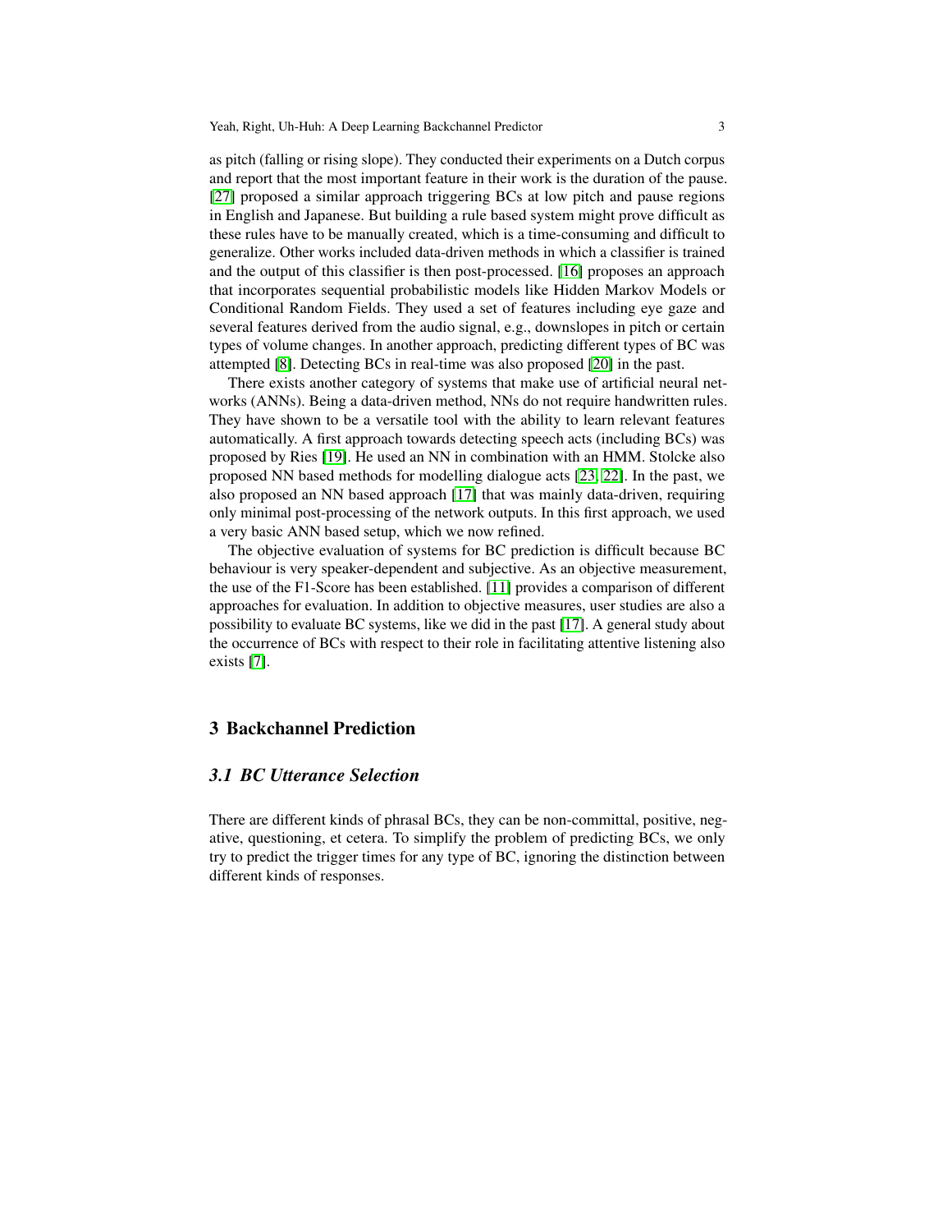as pitch (falling or rising slope). They conducted their experiments on a Dutch corpus and report that the most important feature in their work is the duration of the pause. [27] proposed a similar approach triggering BCs at low pitch and pause regions in English and Japanese. But building a rule based system might prove difficult as these rules have to be manually created, which is a time-consuming and difficult to generalize. Other works included data-driven methods in which a classifier is trained and the output of this classifier is then post-processed. [16] proposes an approach that incorporates sequential probabilistic models like Hidden Markov Models or Conditional Random Fields. They used a set of features including eye gaze and several features derived from the audio signal, e.g., downslopes in pitch or certain types of volume changes. In another approach, predicting different types of BC was attempted [8]. Detecting BCs in real-time was also proposed [20] in the past.

There exists another category of systems that make use of artificial neural networks (ANNs). Being a data-driven method, NNs do not require handwritten rules. They have shown to be a versatile tool with the ability to learn relevant features automatically. A first approach towards detecting speech acts (including BCs) was proposed by Ries [19]. He used an NN in combination with an HMM. Stolcke also proposed NN based methods for modelling dialogue acts [23, 22]. In the past, we also proposed an NN based approach [17] that was mainly data-driven, requiring only minimal post-processing of the network outputs. In this first approach, we used a very basic ANN based setup, which we now refined.

The objective evaluation of systems for BC prediction is difficult because BC behaviour is very speaker-dependent and subjective. As an objective measurement, the use of the F1-Score has been established. [11] provides a comparison of different approaches for evaluation. In addition to objective measures, user studies are also a possibility to evaluate BC systems, like we did in the past [17]. A general study about the occurrence of BCs with respect to their role in facilitating attentive listening also exists [7].

## 3 Backchannel Prediction

### *3.1 BC Utterance Selection*

There are different kinds of phrasal BCs, they can be non-committal, positive, negative, questioning, et cetera. To simplify the problem of predicting BCs, we only try to predict the trigger times for any type of BC, ignoring the distinction between different kinds of responses.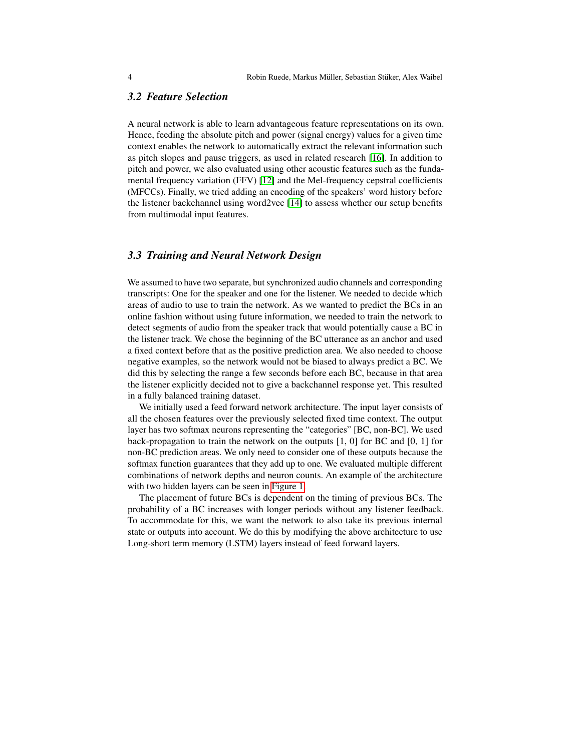### 3.2 Feature Selection

A neural network is able to learn advantageous feature representations on its own. Hence, feeding the absolute pitch and power (signal energy) values for a given time context enables the network to automatically extract the relevant information such as pitch slopes and pause triggers, as used in related research [16]. In addition to pitch and power, we also evaluated using other acoustic features such as the fundamental frequency variation (FFV) [12] and the Mel-frequency cepstral coefficients (MFCCs). Finally, we tried adding an encoding of the speakers' word history before the listener backchannel using word2vec [14] to assess whether our setup benefits from multimodal input features.

### 3.3 Training and Neural Network Design

We assumed to have two separate, but synchronized audio channels and corresponding transcripts: One for the speaker and one for the listener. We needed to decide which areas of audio to use to train the network. As we wanted to predict the BCs in an online fashion without using future information, we needed to train the network to detect segments of audio from the speaker track that would potentially cause a BC in the listener track. We chose the beginning of the BC utterance as an anchor and used a fixed context before that as the positive prediction area. We also needed to choose negative examples, so the network would not be biased to always predict a BC. We did this by selecting the range a few seconds before each BC, because in that area the listener explicitly decided not to give a backchannel response yet. This resulted in a fully balanced training dataset.

We initially used a feed forward network architecture. The input layer consists of all the chosen features over the previously selected fixed time context. The output layer has two softmax neurons representing the "categories" [BC, non-BC]. We used back-propagation to train the network on the outputs [1, 0] for BC and [0, 1] for non-BC prediction areas. We only need to consider one of these outputs because the softmax function guarantees that they add up to one. We evaluated multiple different combinations of network depths and neuron counts. An example of the architecture with two hidden layers can be seen in Figure 1.

The placement of future BCs is dependent on the timing of previous BCs. The probability of a BC increases with longer periods without any listener feedback. To accommodate for this, we want the network to also take its previous internal state or outputs into account. We do this by modifying the above architecture to use Long-short term memory (LSTM) layers instead of feed forward layers.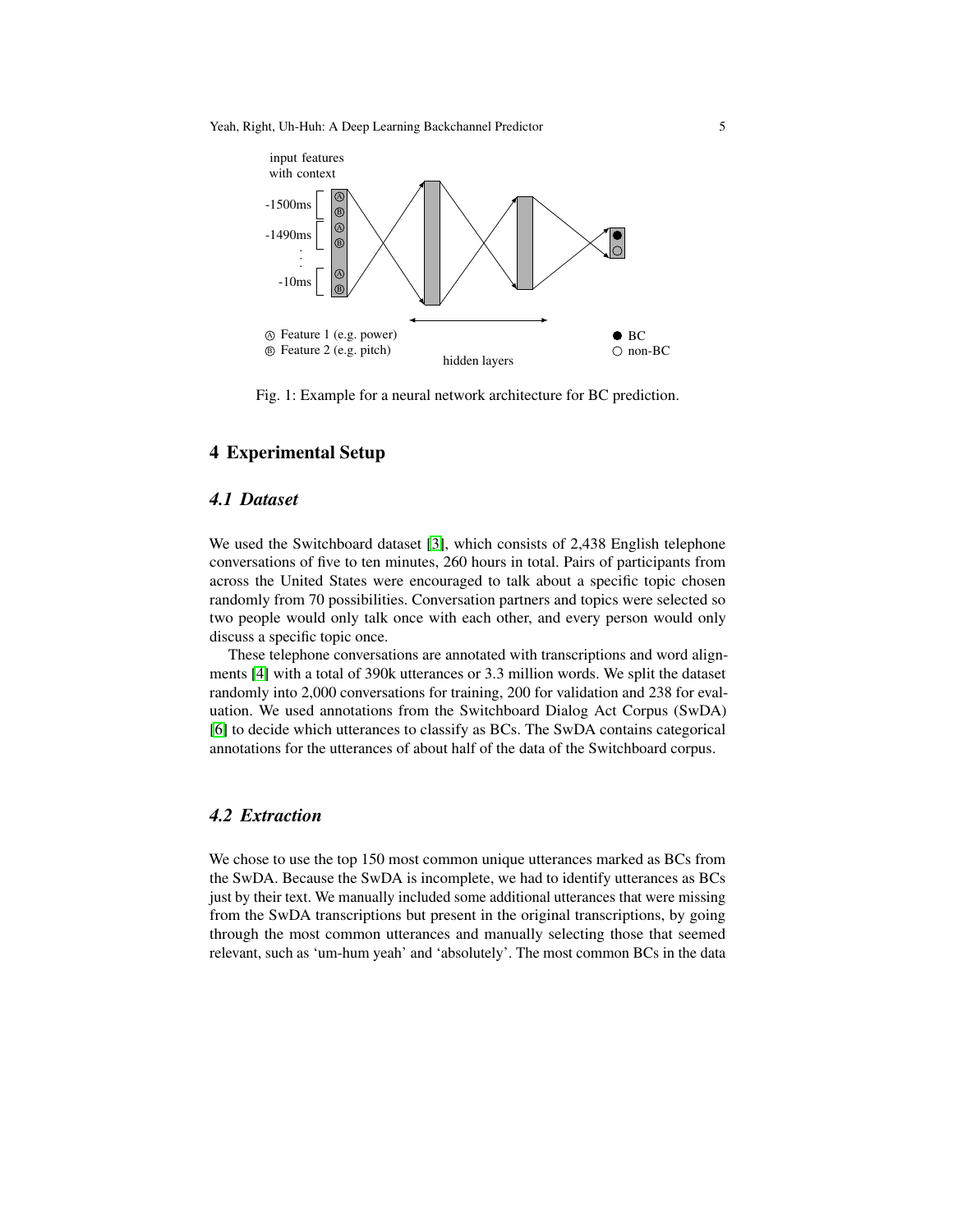Fig. 1: Example for a neural network architecture for BC prediction.

## 4 Experimental Setup

### 4.1 Dataset

We used the Switchboard dataset [3], which consists of 2,438 English telephone conversations of five to ten minutes, 260 hours in total. Pairs of participants from across the United States were encouraged to talk about a specific topic chosen randomly from 70 possibilities. Conversation partners and topics were selected so two people would only talk once with each other, and every person would only discuss a specific topic once.

These telephone conversations are annotated with transcriptions and word alignments [4] with a total of 390k utterances or 3.3 million words. We split the dataset randomly into 2,000 conversations for training, 200 for validation and 238 for evaluation. We used annotations from the Switchboard Dialog Act Corpus (SwDA) [6] to decide which utterances to classify as BCs. The SwDA contains categorical annotations for the utterances of about half of the data of the Switchboard corpus.

### 4.2 Extraction

We chose to use the top 150 most common unique utterances marked as BCs from the SwDA. Because the SwDA is incomplete, we had to identify utterances as BCs just by their text. We manually included some additional utterances that were missing from the SwDA transcriptions but present in the original transcriptions, by going through the most common utterances and manually selecting those that seemed relevant, such as 'um-hum yeah' and 'absolutely'. The most common BCs in the data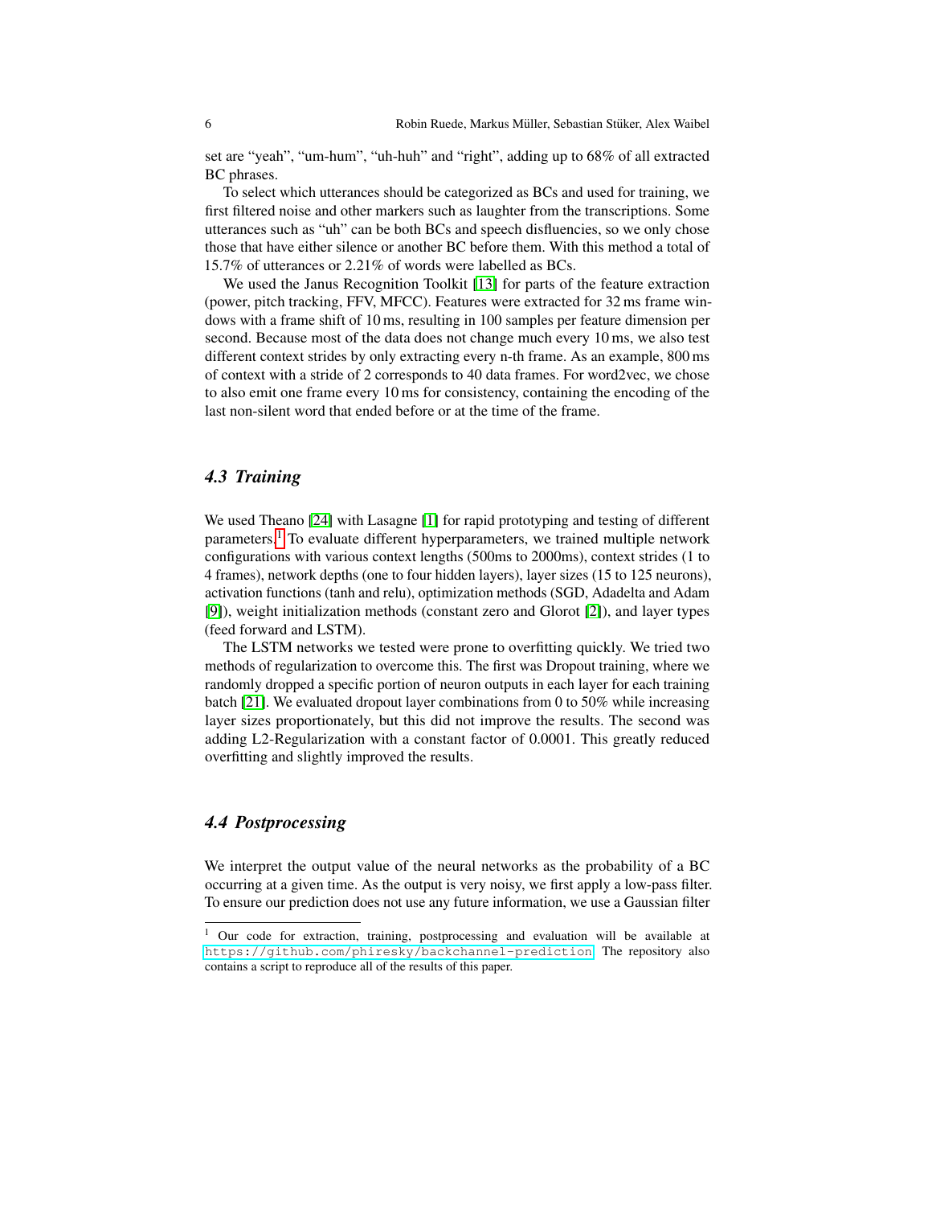set are “yeah”, “um-hum”, “uh-huh” and “right”, adding up to 68% of all extracted BC phrases.

To select which utterances should be categorized as BCs and used for training, we first filtered noise and other markers such as laughter from the transcriptions. Some utterances such as “uh” can be both BCs and speech disfluencies, so we only chose those that have either silence or another BC before them. With this method a total of 15.7% of utterances or 2.21% of words were labelled as BCs.

We used the Janus Recognition Toolkit [13] for parts of the feature extraction (power, pitch tracking, FFV, MFCC). Features were extracted for 32 ms frame windows with a frame shift of 10 ms, resulting in 100 samples per feature dimension per second. Because most of the data does not change much every 10 ms, we also test different context strides by only extracting every n-th frame. As an example, 800 ms of context with a stride of 2 corresponds to 40 data frames. For word2vec, we chose to also emit one frame every 10 ms for consistency, containing the encoding of the last non-silent word that ended before or at the time of the frame.

### *4.3 Training*

We used Theano [24] with Lasagne [1] for rapid prototyping and testing of different parameters.[1] To evaluate different hyperparameters, we trained multiple network configurations with various context lengths (500ms to 2000ms), context strides (1 to 4 frames), network depths (one to four hidden layers), layer sizes (15 to 125 neurons), activation functions (tanh and relu), optimization methods (SGD, Adadelta and Adam [9]), weight initialization methods (constant zero and Glorot [2]), and layer types (feed forward and LSTM).

The LSTM networks we tested were prone to overfitting quickly. We tried two methods of regularization to overcome this. The first was Dropout training, where we randomly dropped a specific portion of neuron outputs in each layer for each training batch [21]. We evaluated dropout layer combinations from 0 to 50% while increasing layer sizes proportionately, but this did not improve the results. The second was adding L2-Regularization with a constant factor of 0.0001. This greatly reduced overfitting and slightly improved the results.

### *4.4 Postprocessing*

We interpret the output value of the neural networks as the probability of a BC occurring at a given time. As the output is very noisy, we first apply a low-pass filter. To ensure our prediction does not use any future information, we use a Gaussian filter

---

[1] Our code for extraction, training, postprocessing and evaluation will be available at `https://github.com/phiresky/backchannel-prediction`. The repository also contains a script to reproduce all of the results of this paper.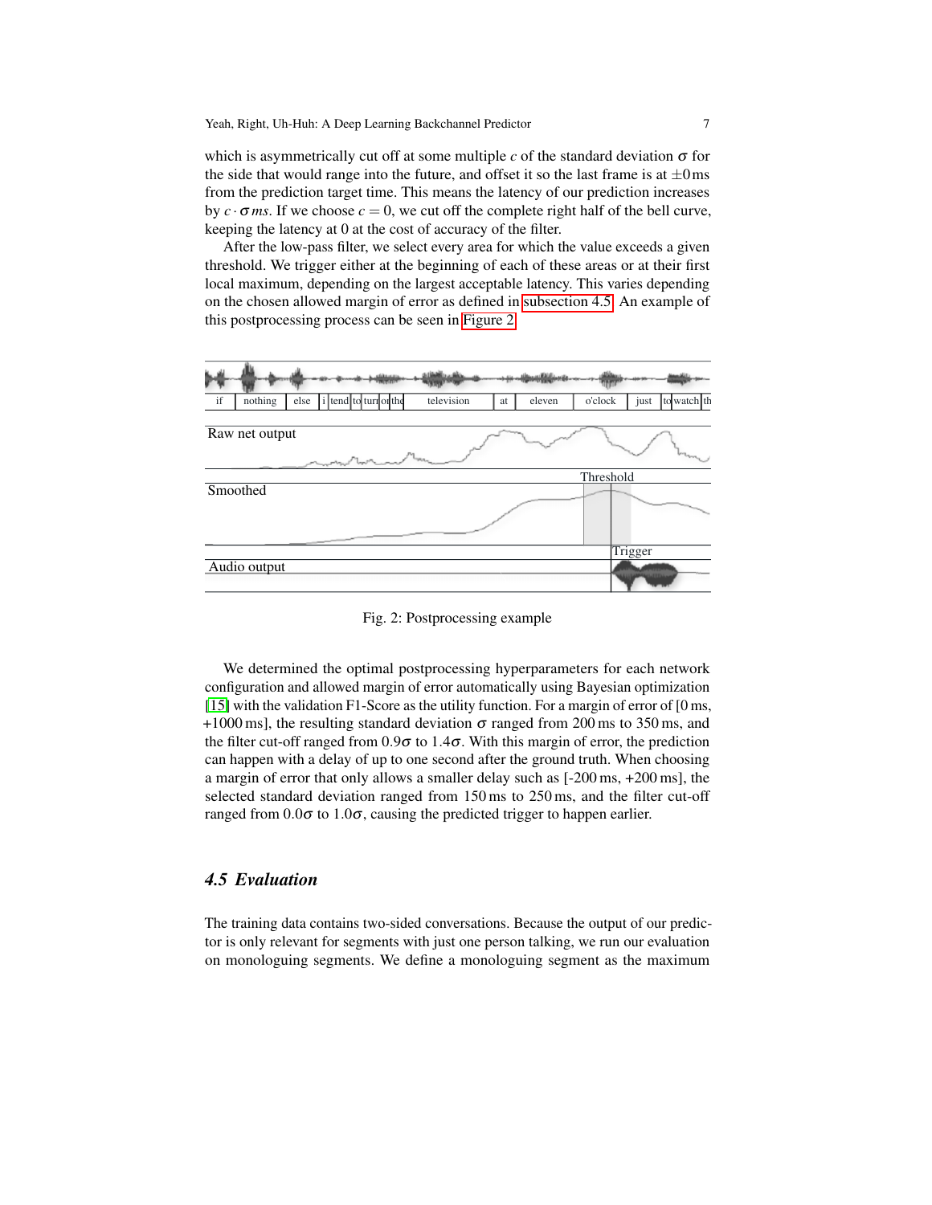which is asymmetrically cut off at some multiple $c$ of the standard deviation $\sigma$ for the side that would range into the future, and offset it so the last frame is at $\pm 0$ ms from the prediction target time. This means the latency of our prediction increases by $c \cdot \sigma ms$. If we choose $c = 0$, we cut off the complete right half of the bell curve, keeping the latency at 0 at the cost of accuracy of the filter.

After the low-pass filter, we select every area for which the value exceeds a given threshold. We trigger either at the beginning of each of these areas or at their first local maximum, depending on the largest acceptable latency. This varies depending on the chosen allowed margin of error as defined in subsection 4.5. An example of this postprocessing process can be seen in Figure 2.

Fig. 2: Postprocessing example

We determined the optimal postprocessing hyperparameters for each network configuration and allowed margin of error automatically using Bayesian optimization [15] with the validation F1-Score as the utility function. For a margin of error of [0 ms, +1000 ms], the resulting standard deviation $\sigma$ ranged from 200 ms to 350 ms, and the filter cut-off ranged from $0.9\sigma$ to $1.4\sigma$. With this margin of error, the prediction can happen with a delay of up to one second after the ground truth. When choosing a margin of error that only allows a smaller delay such as [-200 ms, +200 ms], the selected standard deviation ranged from 150 ms to 250 ms, and the filter cut-off ranged from $0.0\sigma$ to $1.0\sigma$, causing the predicted trigger to happen earlier.

### 4.5 Evaluation

The training data contains two-sided conversations. Because the output of our predictor is only relevant for segments with just one person talking, we run our evaluation on monologuing segments. We define a monologuing segment as the maximum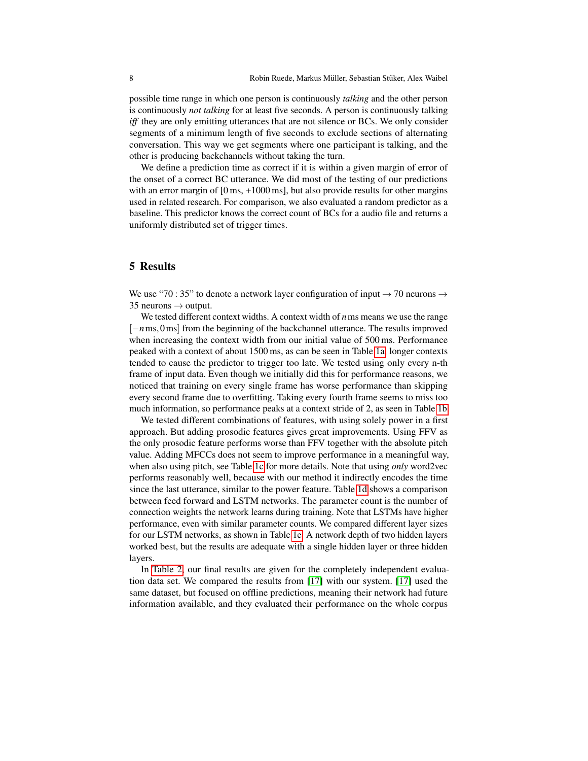possible time range in which one person is continuously *talking* and the other person is continuously *not talking* for at least five seconds. A person is continuously talking *iff* they are only emitting utterances that are not silence or BCs. We only consider segments of a minimum length of five seconds to exclude sections of alternating conversation. This way we get segments where one participant is talking, and the other is producing backchannels without taking the turn.

We define a prediction time as correct if it is within a given margin of error of the onset of a correct BC utterance. We did most of the testing of our predictions with an error margin of [0 ms, +1000 ms], but also provide results for other margins used in related research. For comparison, we also evaluated a random predictor as a baseline. This predictor knows the correct count of BCs for a audio file and returns a uniformly distributed set of trigger times.

## 5 Results

We use "70 : 35" to denote a network layer configuration of input → 70 neurons → 35 neurons → output.

We tested different context widths. A context width of $n$ ms means we use the range $[-n\,\text{ms}, 0\,\text{ms}]$ from the beginning of the backchannel utterance. The results improved when increasing the context width from our initial value of 500 ms. Performance peaked with a context of about 1500 ms, as can be seen in Table 1a, longer contexts tended to cause the predictor to trigger too late. We tested using only every n-th frame of input data. Even though we initially did this for performance reasons, we noticed that training on every single frame has worse performance than skipping every second frame due to overfitting. Taking every fourth frame seems to miss too much information, so performance peaks at a context stride of 2, as seen in Table 1b.

We tested different combinations of features, with using solely power in a first approach. But adding prosodic features gives great improvements. Using FFV as the only prosodic feature performs worse than FFV together with the absolute pitch value. Adding MFCCs does not seem to improve performance in a meaningful way, when also using pitch, see Table 1c for more details. Note that using *only* word2vec performs reasonably well, because with our method it indirectly encodes the time since the last utterance, similar to the power feature. Table 1d shows a comparison between feed forward and LSTM networks. The parameter count is the number of connection weights the network learns during training. Note that LSTMs have higher performance, even with similar parameter counts. We compared different layer sizes for our LSTM networks, as shown in Table 1e. A network depth of two hidden layers worked best, but the results are adequate with a single hidden layer or three hidden layers.

In Table 2, our final results are given for the completely independent evaluation data set. We compared the results from [17] with our system. [17] used the same dataset, but focused on offline predictions, meaning their network had future information available, and they evaluated their performance on the whole corpus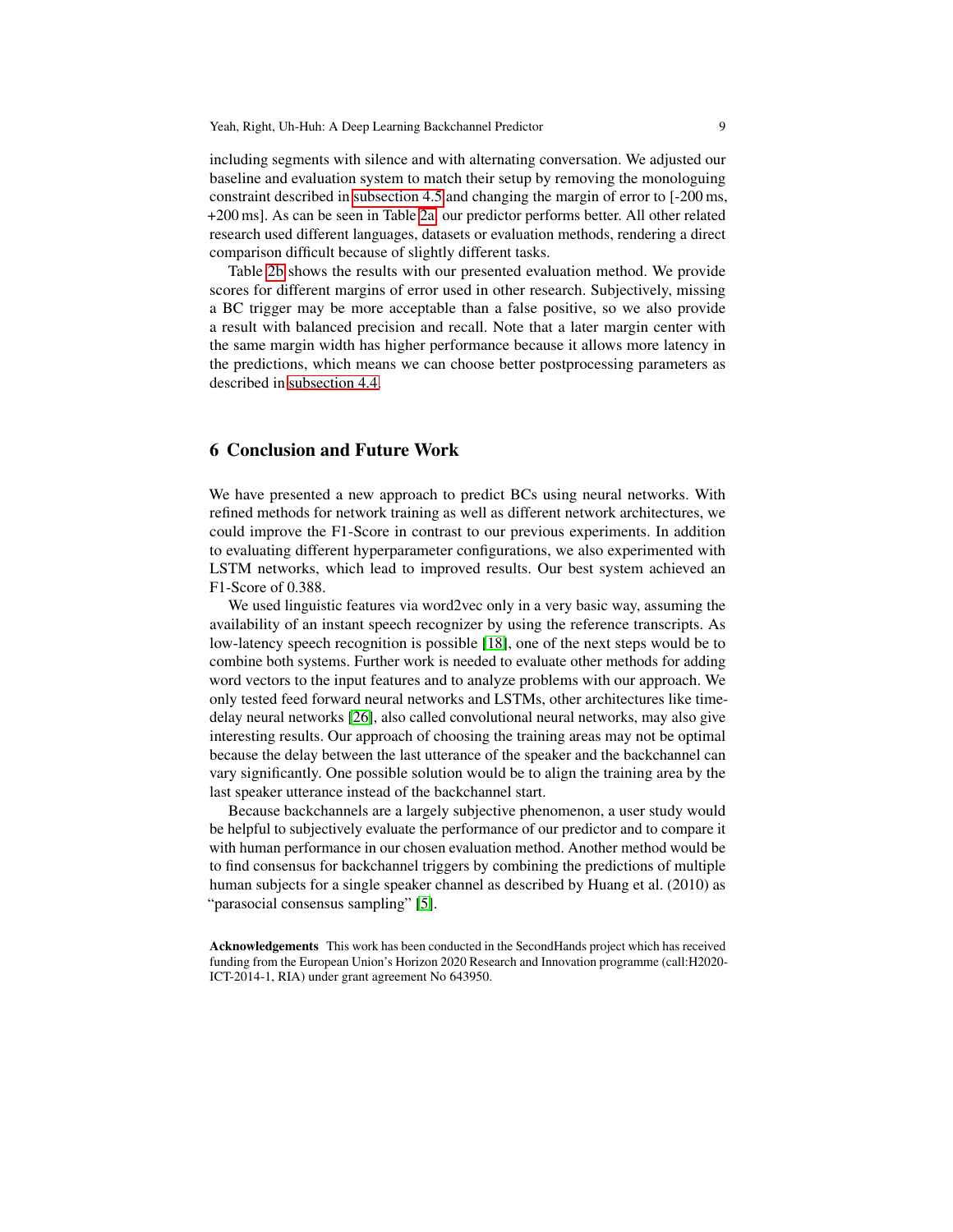including segments with silence and with alternating conversation. We adjusted our baseline and evaluation system to match their setup by removing the monologuing constraint described in subsection 4.5 and changing the margin of error to [-200 ms, +200 ms]. As can be seen in Table 2a, our predictor performs better. All other related research used different languages, datasets or evaluation methods, rendering a direct comparison difficult because of slightly different tasks.

Table 2b shows the results with our presented evaluation method. We provide scores for different margins of error used in other research. Subjectively, missing a BC trigger may be more acceptable than a false positive, so we also provide a result with balanced precision and recall. Note that a later margin center with the same margin width has higher performance because it allows more latency in the predictions, which means we can choose better postprocessing parameters as described in subsection 4.4.

## 6 Conclusion and Future Work

We have presented a new approach to predict BCs using neural networks. With refined methods for network training as well as different network architectures, we could improve the F1-Score in contrast to our previous experiments. In addition to evaluating different hyperparameter configurations, we also experimented with LSTM networks, which lead to improved results. Our best system achieved an F1-Score of 0.388.

We used linguistic features via word2vec only in a very basic way, assuming the availability of an instant speech recognizer by using the reference transcripts. As low-latency speech recognition is possible [18], one of the next steps would be to combine both systems. Further work is needed to evaluate other methods for adding word vectors to the input features and to analyze problems with our approach. We only tested feed forward neural networks and LSTMs, other architectures like time-delay neural networks [26], also called convolutional neural networks, may also give interesting results. Our approach of choosing the training areas may not be optimal because the delay between the last utterance of the speaker and the backchannel can vary significantly. One possible solution would be to align the training area by the last speaker utterance instead of the backchannel start.

Because backchannels are a largely subjective phenomenon, a user study would be helpful to subjectively evaluate the performance of our predictor and to compare it with human performance in our chosen evaluation method. Another method would be to find consensus for backchannel triggers by combining the predictions of multiple human subjects for a single speaker channel as described by Huang et al. (2010) as "parasocial consensus sampling" [5].

**Acknowledgements** This work has been conducted in the SecondHands project which has received funding from the European Union's Horizon 2020 Research and Innovation programme (call:H2020-ICT-2014-1, RIA) under grant agreement No 643950.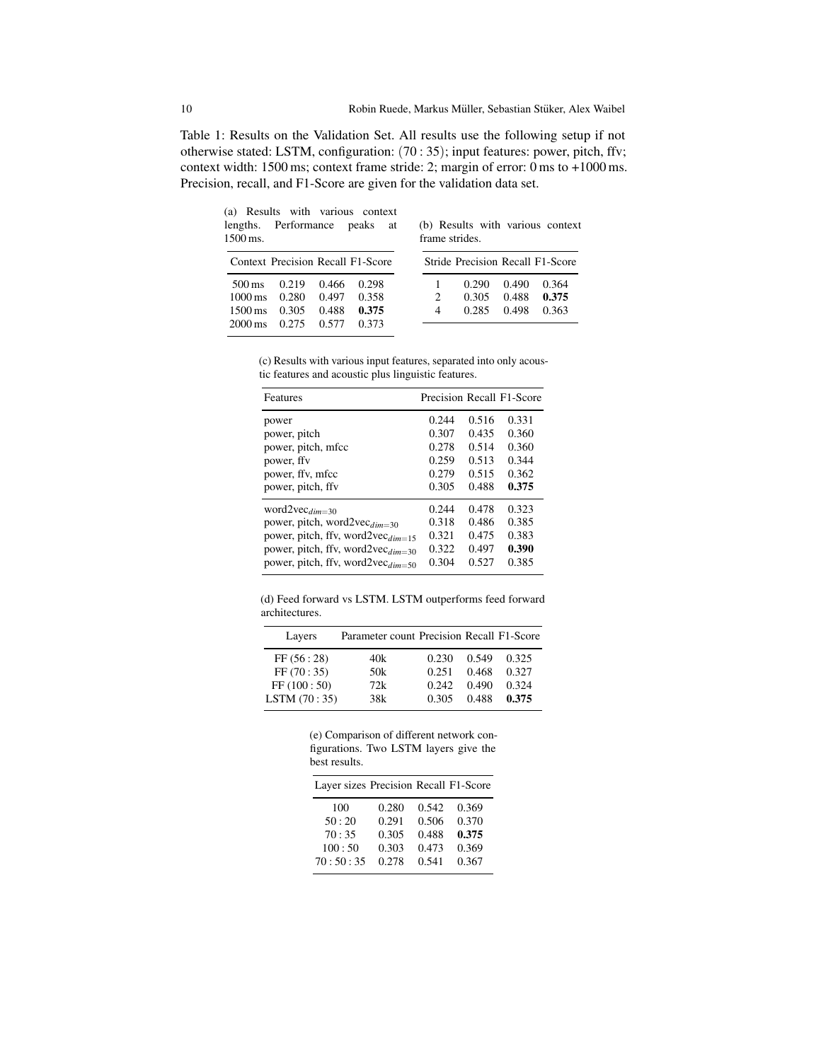Table 1: Results on the Validation Set. All results use the following setup if not otherwise stated: LSTM, configuration: $(70:35)$; input features: power, pitch, ffv; context width: 1500 ms; context frame stride: 2; margin of error: 0 ms to +1000 ms. Precision, recall, and F1-Score are given for the validation data set.

(a) Results with various context lengths. Performance peaks at 1500 ms.

| Context | Precision | Recall | F1-Score |
|---|---|---|---|
| 500 ms | 0.219 | 0.466 | 0.298 |
| 1000 ms | 0.280 | 0.497 | 0.358 |
| 1500 ms | 0.305 | 0.488 | **0.375** |
| 2000 ms | 0.275 | 0.577 | 0.373 |

(b) Results with various context frame strides.

| Stride | Precision | Recall | F1-Score |
|---|---|---|---|
| 1 | 0.290 | 0.490 | 0.364 |
| 2 | 0.305 | 0.488 | **0.375** |
| 4 | 0.285 | 0.498 | 0.363 |

(c) Results with various input features, separated into only acoustic features and acoustic plus linguistic features.

| Features | Precision | Recall | F1-Score |
|---|---|---|---|
| power | 0.244 | 0.516 | 0.331 |
| power, pitch | 0.307 | 0.435 | 0.360 |
| power, pitch, mfcc | 0.278 | 0.514 | 0.360 |
| power, ffv | 0.259 | 0.513 | 0.344 |
| power, ffv, mfcc | 0.279 | 0.515 | 0.362 |
| power, pitch, ffv | 0.305 | 0.488 | **0.375** |
| word2vec$_{dim=30}$ | 0.244 | 0.478 | 0.323 |
| power, pitch, word2vec$_{dim=30}$ | 0.318 | 0.486 | 0.385 |
| power, pitch, ffv, word2vec$_{dim=15}$ | 0.321 | 0.475 | 0.383 |
| power, pitch, ffv, word2vec$_{dim=30}$ | 0.322 | 0.497 | **0.390** |
| power, pitch, ffv, word2vec$_{dim=50}$ | 0.304 | 0.527 | 0.385 |

(d) Feed forward vs LSTM. LSTM outperforms feed forward architectures.

| Layers | Parameter count | Precision | Recall | F1-Score |
|---|---|---|---|---|
| FF $(56:28)$ | 40k | 0.230 | 0.549 | 0.325 |
| FF $(70:35)$ | 50k | 0.251 | 0.468 | 0.327 |
| FF $(100:50)$ | 72k | 0.242 | 0.490 | 0.324 |
| LSTM $(70:35)$ | 38k | 0.305 | 0.488 | **0.375** |

(e) Comparison of different network configurations. Two LSTM layers give the best results.

| Layer sizes | Precision | Recall | F1-Score |
|---|---|---|---|
| 100 | 0.280 | 0.542 | 0.369 |
| 50 : 20 | 0.291 | 0.506 | 0.370 |
| 70 : 35 | 0.305 | 0.488 | **0.375** |
| 100 : 50 | 0.303 | 0.473 | 0.369 |
| 70 : 50 : 35 | 0.278 | 0.541 | 0.367 |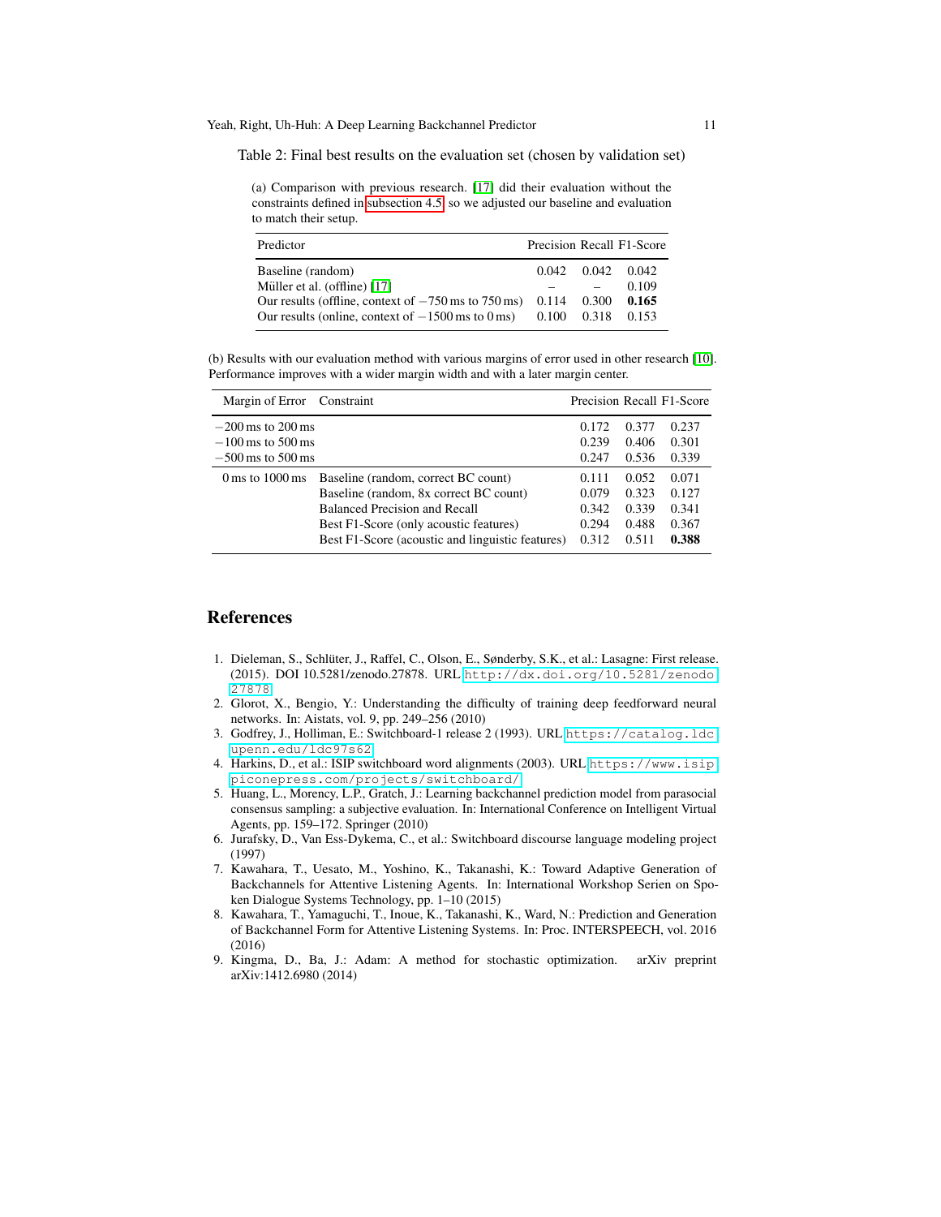Table 2: Final best results on the evaluation set (chosen by validation set)

(a) Comparison with previous research. [17] did their evaluation without the constraints defined in subsection 4.5, so we adjusted our baseline and evaluation to match their setup.

| Predictor | Precision | Recall | F1-Score |
|---|---|---|---|
| Baseline (random) | 0.042 | 0.042 | 0.042 |
| Müller et al. (offline) [17] | – | – | 0.109 |
| Our results (offline, context of −750 ms to 750 ms) | 0.114 | 0.300 | **0.165** |
| Our results (online, context of −1500 ms to 0 ms) | 0.100 | 0.318 | 0.153 |

(b) Results with our evaluation method with various margins of error used in other research [10]. Performance improves with a wider margin width and with a later margin center.

| Margin of Error | Constraint | Precision | Recall | F1-Score |
|---|---|---|---|---|
| −200 ms to 200 ms | | 0.172 | 0.377 | 0.237 |
| −100 ms to 500 ms | | 0.239 | 0.406 | 0.301 |
| −500 ms to 500 ms | | 0.247 | 0.536 | 0.339 |
| 0 ms to 1000 ms | Baseline (random, correct BC count) | 0.111 | 0.052 | 0.071 |
| | Baseline (random, 8x correct BC count) | 0.079 | 0.323 | 0.127 |
| | Balanced Precision and Recall | 0.342 | 0.339 | 0.341 |
| | Best F1-Score (only acoustic features) | 0.294 | 0.488 | 0.367 |
| | Best F1-Score (acoustic and linguistic features) | 0.312 | 0.511 | **0.388** |

## References

1. Dieleman, S., Schlüter, J., Raffel, C., Olson, E., Sønderby, S.K., et al.: Lasagne: First release. (2015). DOI 10.5281/zenodo.27878. URL http://dx.doi.org/10.5281/zenodo.27878
2. Glorot, X., Bengio, Y.: Understanding the difficulty of training deep feedforward neural networks. In: Aistats, vol. 9, pp. 249–256 (2010)
3. Godfrey, J., Holliman, E.: Switchboard-1 release 2 (1993). URL https://catalog.ldc.upenn.edu/ldc97s62
4. Harkins, D., et al.: ISIP switchboard word alignments (2003). URL https://www.isip.piconepress.com/projects/switchboard/
5. Huang, L., Morency, L.P., Gratch, J.: Learning backchannel prediction model from parasocial consensus sampling: a subjective evaluation. In: International Conference on Intelligent Virtual Agents, pp. 159–172. Springer (2010)
6. Jurafsky, D., Van Ess-Dykema, C., et al.: Switchboard discourse language modeling project (1997)
7. Kawahara, T., Uesato, M., Yoshino, K., Takanashi, K.: Toward Adaptive Generation of Backchannels for Attentive Listening Agents. In: International Workshop Serien on Spoken Dialogue Systems Technology, pp. 1–10 (2015)
8. Kawahara, T., Yamaguchi, T., Inoue, K., Takanashi, K., Ward, N.: Prediction and Generation of Backchannel Form for Attentive Listening Systems. In: Proc. INTERSPEECH, vol. 2016 (2016)
9. Kingma, D., Ba, J.: Adam: A method for stochastic optimization. arXiv preprint arXiv:1412.6980 (2014)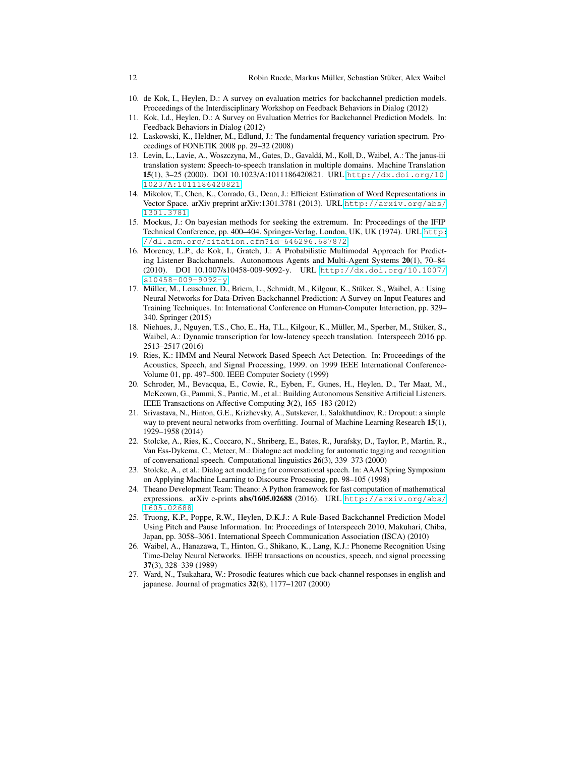10. de Kok, I., Heylen, D.: A survey on evaluation metrics for backchannel prediction models. Proceedings of the Interdisciplinary Workshop on Feedback Behaviors in Dialog (2012)
11. Kok, I.d., Heylen, D.: A Survey on Evaluation Metrics for Backchannel Prediction Models. In: Feedback Behaviors in Dialog (2012)
12. Laskowski, K., Heldner, M., Edlund, J.: The fundamental frequency variation spectrum. Proceedings of FONETIK 2008 pp. 29–32 (2008)
13. Levin, L., Lavie, A., Woszczyna, M., Gates, D., Gavaldá, M., Koll, D., Waibel, A.: The janus-iii translation system: Speech-to-speech translation in multiple domains. Machine Translation **15**(1), 3–25 (2000). DOI 10.1023/A:1011186420821. URL http://dx.doi.org/10.1023/A:1011186420821
14. Mikolov, T., Chen, K., Corrado, G., Dean, J.: Efficient Estimation of Word Representations in Vector Space. arXiv preprint arXiv:1301.3781 (2013). URL http://arxiv.org/abs/1301.3781
15. Mockus, J.: On bayesian methods for seeking the extremum. In: Proceedings of the IFIP Technical Conference, pp. 400–404. Springer-Verlag, London, UK, UK (1974). URL http://dl.acm.org/citation.cfm?id=646296.687872
16. Morency, L.P., de Kok, I., Gratch, J.: A Probabilistic Multimodal Approach for Predicting Listener Backchannels. Autonomous Agents and Multi-Agent Systems **20**(1), 70–84 (2010). DOI 10.1007/s10458-009-9092-y. URL http://dx.doi.org/10.1007/s10458-009-9092-y
17. Müller, M., Leuschner, D., Briem, L., Schmidt, M., Kilgour, K., Stüker, S., Waibel, A.: Using Neural Networks for Data-Driven Backchannel Prediction: A Survey on Input Features and Training Techniques. In: International Conference on Human-Computer Interaction, pp. 329–340. Springer (2015)
18. Niehues, J., Nguyen, T.S., Cho, E., Ha, T.L., Kilgour, K., Müller, M., Sperber, M., Stüker, S., Waibel, A.: Dynamic transcription for low-latency speech translation. Interspeech 2016 pp. 2513–2517 (2016)
19. Ries, K.: HMM and Neural Network Based Speech Act Detection. In: Proceedings of the Acoustics, Speech, and Signal Processing, 1999. on 1999 IEEE International Conference-Volume 01, pp. 497–500. IEEE Computer Society (1999)
20. Schroder, M., Bevacqua, E., Cowie, R., Eyben, F., Gunes, H., Heylen, D., Ter Maat, M., McKeown, G., Pammi, S., Pantic, M., et al.: Building Autonomous Sensitive Artificial Listeners. IEEE Transactions on Affective Computing **3**(2), 165–183 (2012)
21. Srivastava, N., Hinton, G.E., Krizhevsky, A., Sutskever, I., Salakhutdinov, R.: Dropout: a simple way to prevent neural networks from overfitting. Journal of Machine Learning Research **15**(1), 1929–1958 (2014)
22. Stolcke, A., Ries, K., Coccaro, N., Shriberg, E., Bates, R., Jurafsky, D., Taylor, P., Martin, R., Van Ess-Dykema, C., Meteer, M.: Dialogue act modeling for automatic tagging and recognition of conversational speech. Computational linguistics **26**(3), 339–373 (2000)
23. Stolcke, A., et al.: Dialog act modeling for conversational speech. In: AAAI Spring Symposium on Applying Machine Learning to Discourse Processing, pp. 98–105 (1998)
24. Theano Development Team: Theano: A Python framework for fast computation of mathematical expressions. arXiv e-prints **abs/1605.02688** (2016). URL http://arxiv.org/abs/1605.02688
25. Truong, K.P., Poppe, R.W., Heylen, D.K.J.: A Rule-Based Backchannel Prediction Model Using Pitch and Pause Information. In: Proceedings of Interspeech 2010, Makuhari, Chiba, Japan, pp. 3058–3061. International Speech Communication Association (ISCA) (2010)
26. Waibel, A., Hanazawa, T., Hinton, G., Shikano, K., Lang, K.J.: Phoneme Recognition Using Time-Delay Neural Networks. IEEE transactions on acoustics, speech, and signal processing **37**(3), 328–339 (1989)
27. Ward, N., Tsukahara, W.: Prosodic features which cue back-channel responses in english and japanese. Journal of pragmatics **32**(8), 1177–1207 (2000)